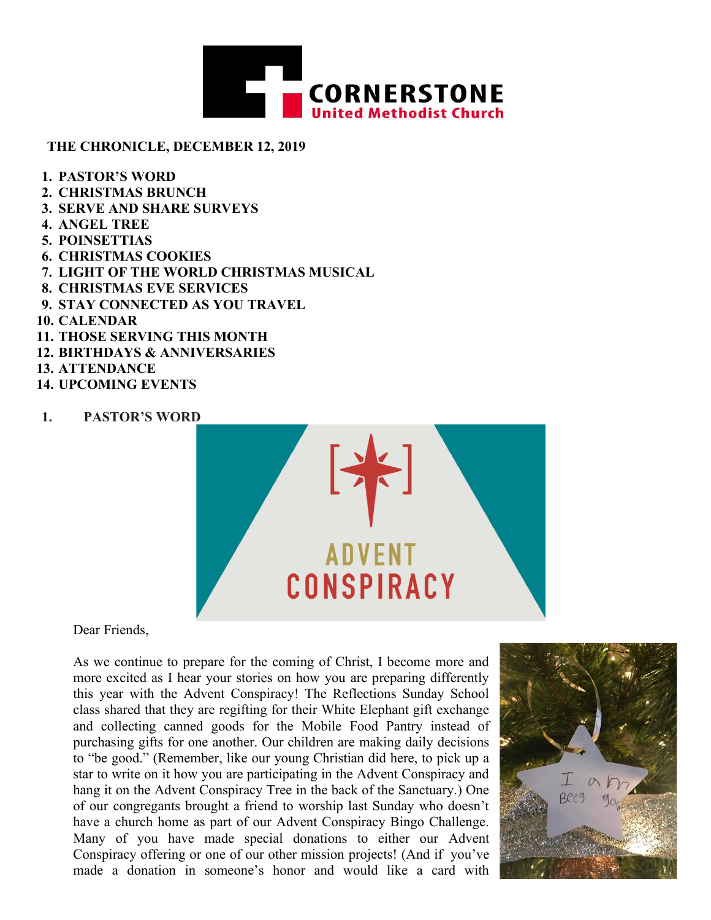CORNERSTONE
United Methodist Church

**THE CHRONICLE, DECEMBER 12, 2019**

1. **PASTOR'S WORD**
2. **CHRISTMAS BRUNCH**
3. **SERVE AND SHARE SURVEYS**
4. **ANGEL TREE**
5. **POINSETTIAS**
6. **CHRISTMAS COOKIES**
7. **LIGHT OF THE WORLD CHRISTMAS MUSICAL**
8. **CHRISTMAS EVE SERVICES**
9. **STAY CONNECTED AS YOU TRAVEL**
10. **CALENDAR**
11. **THOSE SERVING THIS MONTH**
12. **BIRTHDAYS & ANNIVERSARIES**
13. **ATTENDANCE**
14. **UPCOMING EVENTS**

## 1. PASTOR'S WORD

ADVENT CONSPIRACY

Dear Friends,

As we continue to prepare for the coming of Christ, I become more and more excited as I hear your stories on how you are preparing differently this year with the Advent Conspiracy! The Reflections Sunday School class shared that they are regifting for their White Elephant gift exchange and collecting canned goods for the Mobile Food Pantry instead of purchasing gifts for one another. Our children are making daily decisions to "be good." (Remember, like our young Christian did here, to pick up a star to write on it how you are participating in the Advent Conspiracy and hang it on the Advent Conspiracy Tree in the back of the Sanctuary.) One of our congregants brought a friend to worship last Sunday who doesn't have a church home as part of our Advent Conspiracy Bingo Challenge. Many of you have made special donations to either our Advent Conspiracy offering or one of our other mission projects! (And if you've made a donation in someone's honor and would like a card with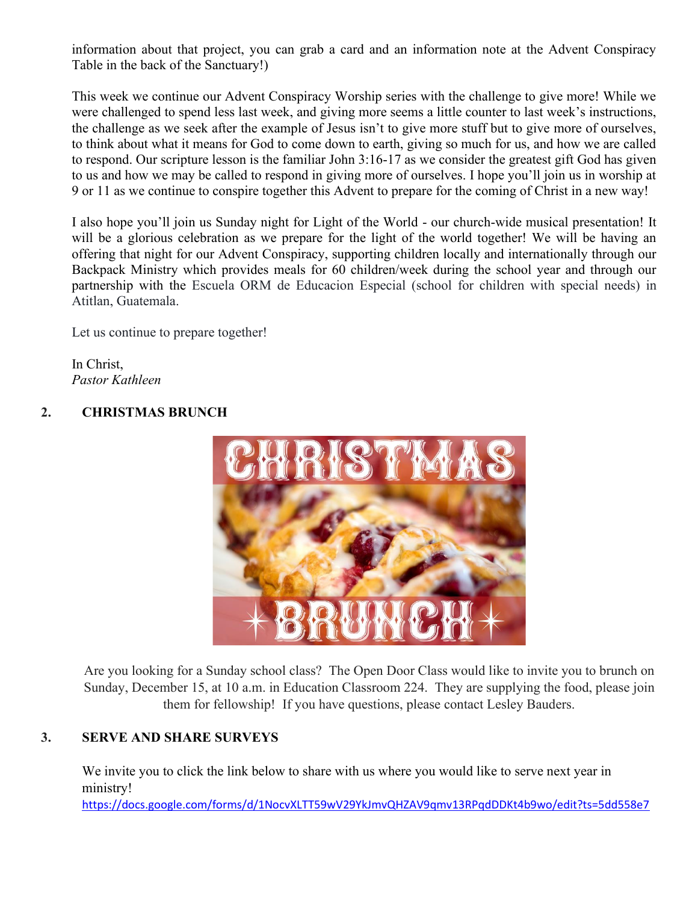information about that project, you can grab a card and an information note at the Advent Conspiracy Table in the back of the Sanctuary!)

This week we continue our Advent Conspiracy Worship series with the challenge to give more! While we were challenged to spend less last week, and giving more seems a little counter to last week's instructions, the challenge as we seek after the example of Jesus isn't to give more stuff but to give more of ourselves, to think about what it means for God to come down to earth, giving so much for us, and how we are called to respond. Our scripture lesson is the familiar John 3:16-17 as we consider the greatest gift God has given to us and how we may be called to respond in giving more of ourselves. I hope you'll join us in worship at 9 or 11 as we continue to conspire together this Advent to prepare for the coming of Christ in a new way!

I also hope you'll join us Sunday night for Light of the World - our church-wide musical presentation! It will be a glorious celebration as we prepare for the light of the world together! We will be having an offering that night for our Advent Conspiracy, supporting children locally and internationally through our Backpack Ministry which provides meals for 60 children/week during the school year and through our partnership with the Escuela ORM de Educacion Especial (school for children with special needs) in Atitlan, Guatemala.

Let us continue to prepare together!

In Christ,
*Pastor Kathleen*

## 2. CHRISTMAS BRUNCH

Are you looking for a Sunday school class? The Open Door Class would like to invite you to brunch on Sunday, December 15, at 10 a.m. in Education Classroom 224. They are supplying the food, please join them for fellowship! If you have questions, please contact Lesley Bauders.

## 3. SERVE AND SHARE SURVEYS

We invite you to click the link below to share with us where you would like to serve next year in ministry!
https://docs.google.com/forms/d/1NocvXLTT59wV29YkJmvQHZAV9qmv13RPqdDDKt4b9wo/edit?ts=5dd558e7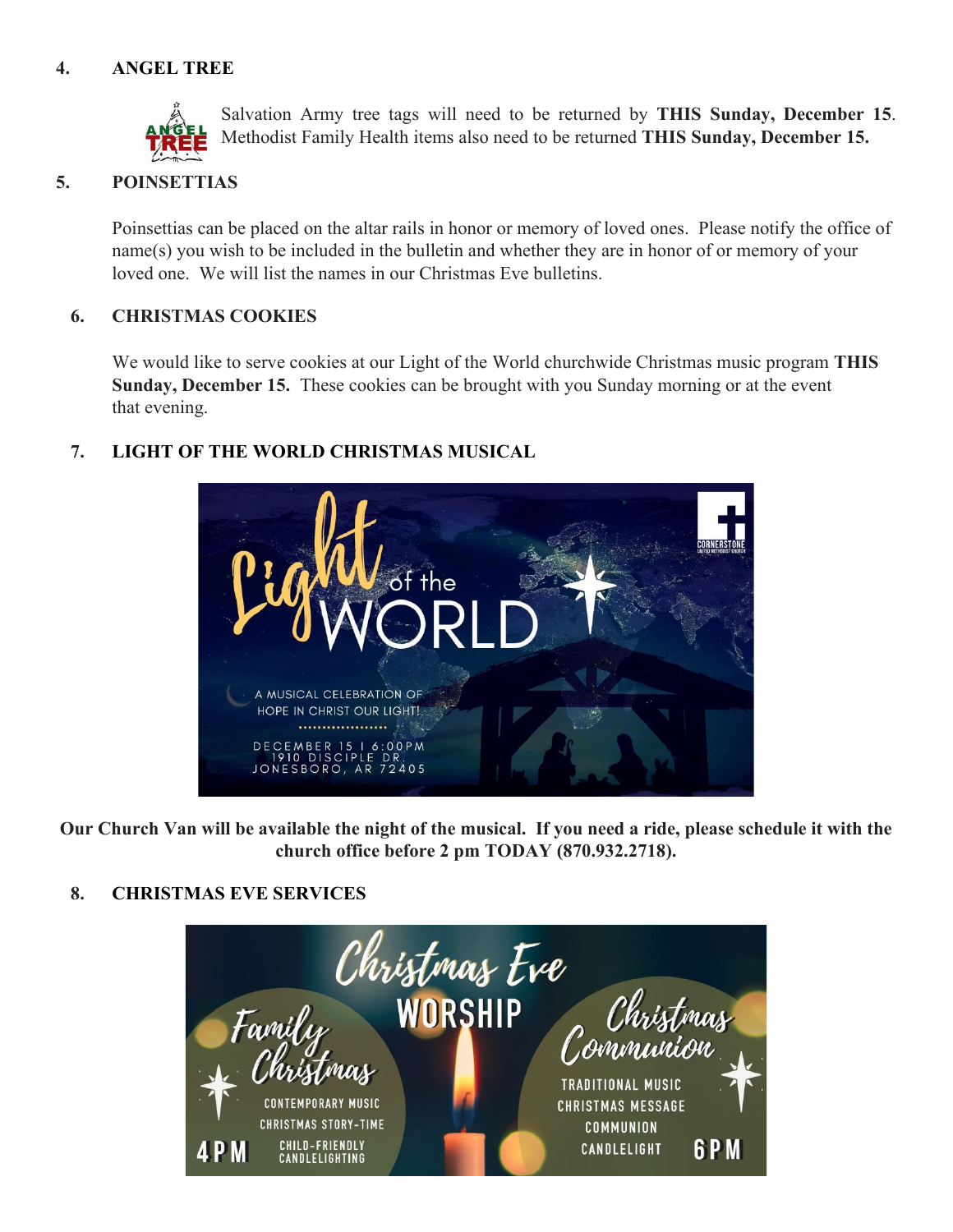4. **ANGEL TREE**

Salvation Army tree tags will need to be returned by **THIS Sunday, December 15**. Methodist Family Health items also need to be returned **THIS Sunday, December 15.**

5. **POINSETTIAS**

Poinsettias can be placed on the altar rails in honor or memory of loved ones. Please notify the office of name(s) you wish to be included in the bulletin and whether they are in honor of or memory of your loved one. We will list the names in our Christmas Eve bulletins.

6. **CHRISTMAS COOKIES**

We would like to serve cookies at our Light of the World churchwide Christmas music program **THIS Sunday, December 15.** These cookies can be brought with you Sunday morning or at the event that evening.

7. **LIGHT OF THE WORLD CHRISTMAS MUSICAL**

**Our Church Van will be available the night of the musical. If you need a ride, please schedule it with the church office before 2 pm TODAY (870.932.2718).**

8. **CHRISTMAS EVE SERVICES**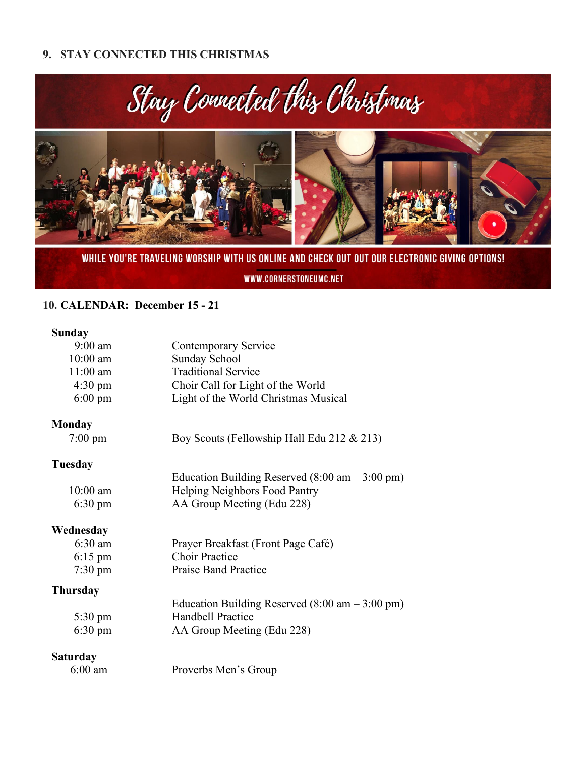## 9. STAY CONNECTED THIS CHRISTMAS

Stay Connected this Christmas

WHILE YOU'RE TRAVELING WORSHIP WITH US ONLINE AND CHECK OUT OUT OUR ELECTRONIC GIVING OPTIONS!

WWW.CORNERSTONEUMC.NET

## 10. CALENDAR: December 15 - 21

**Sunday**

| | |
|---|---|
| 9:00 am | Contemporary Service |
| 10:00 am | Sunday School |
| 11:00 am | Traditional Service |
| 4:30 pm | Choir Call for Light of the World |
| 6:00 pm | Light of the World Christmas Musical |

**Monday**

| | |
|---|---|
| 7:00 pm | Boy Scouts (Fellowship Hall Edu 212 & 213) |

**Tuesday**

| | |
|---|---|
| | Education Building Reserved (8:00 am – 3:00 pm) |
| 10:00 am | Helping Neighbors Food Pantry |
| 6:30 pm | AA Group Meeting (Edu 228) |

**Wednesday**

| | |
|---|---|
| 6:30 am | Prayer Breakfast (Front Page Café) |
| 6:15 pm | Choir Practice |
| 7:30 pm | Praise Band Practice |

**Thursday**

| | |
|---|---|
| | Education Building Reserved (8:00 am – 3:00 pm) |
| 5:30 pm | Handbell Practice |
| 6:30 pm | AA Group Meeting (Edu 228) |

**Saturday**

| | |
|---|---|
| 6:00 am | Proverbs Men's Group |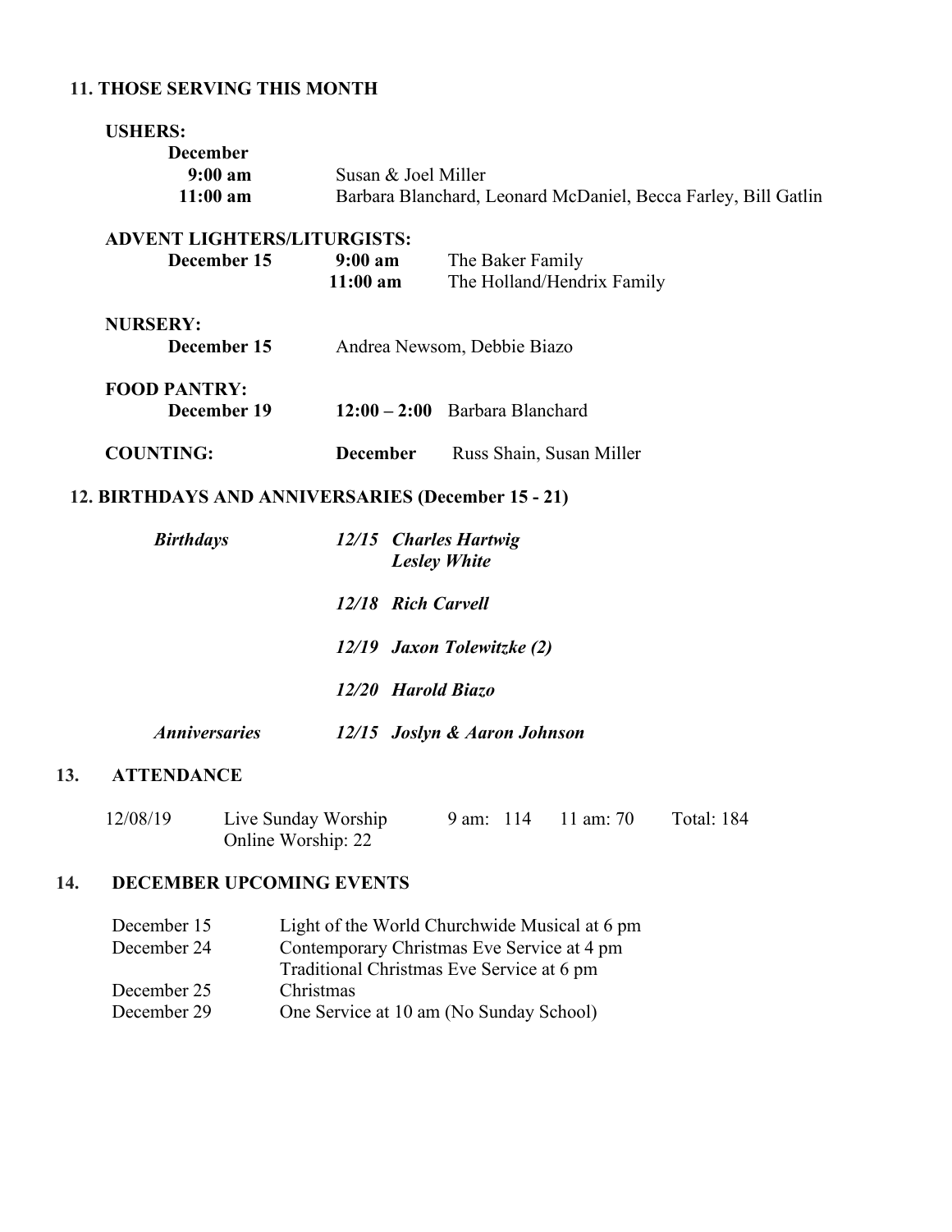## 11. THOSE SERVING THIS MONTH

**USHERS:**

**December**

| | |
|---|---|
| **9:00 am** | Susan & Joel Miller |
| **11:00 am** | Barbara Blanchard, Leonard McDaniel, Becca Farley, Bill Gatlin |

**ADVENT LIGHTERS/LITURGISTS:**

| | | |
|---|---|---|
| **December 15** | **9:00 am** | The Baker Family |
| | **11:00 am** | The Holland/Hendrix Family |

**NURSERY:**

| | |
|---|---|
| **December 15** | Andrea Newsom, Debbie Biazo |

**FOOD PANTRY:**

| | | |
|---|---|---|
| **December 19** | **12:00 – 2:00** | Barbara Blanchard |

**COUNTING:** **December** Russ Shain, Susan Miller

## 12. BIRTHDAYS AND ANNIVERSARIES (December 15 - 21)

| | | |
|---|---|---|
| ***Birthdays*** | ***12/15*** | ***Charles Hartwig*** |
| | | ***Lesley White*** |
| | ***12/18*** | ***Rich Carvell*** |
| | ***12/19*** | ***Jaxon Tolewitzke (2)*** |
| | ***12/20*** | ***Harold Biazo*** |
| ***Anniversaries*** | ***12/15*** | ***Joslyn & Aaron Johnson*** |

## 13. ATTENDANCE

| | | | | |
|---|---|---|---|---|
| 12/08/19 | Live Sunday Worship | 9 am: 114 | 11 am: 70 | Total: 184 |
| | Online Worship: 22 | | | |

## 14. DECEMBER UPCOMING EVENTS

| | |
|---|---|
| December 15 | Light of the World Churchwide Musical at 6 pm |
| December 24 | Contemporary Christmas Eve Service at 4 pm |
| | Traditional Christmas Eve Service at 6 pm |
| December 25 | Christmas |
| December 29 | One Service at 10 am (No Sunday School) |